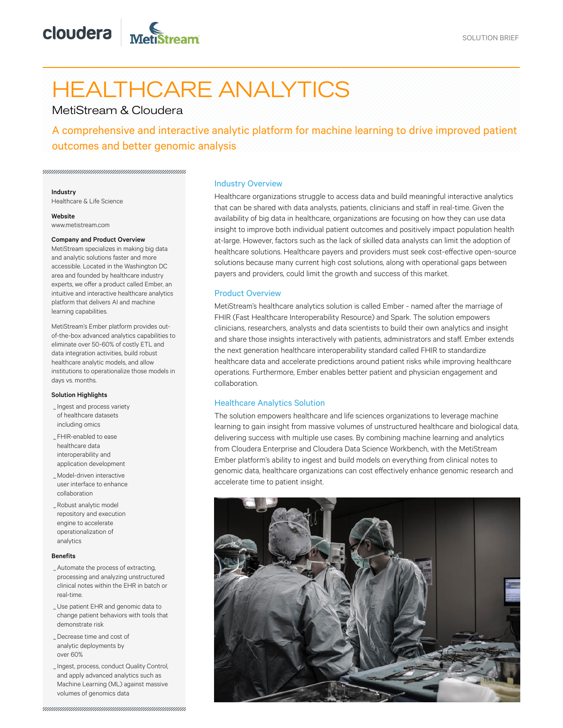SOLUTION BRIEF

# HEALTHCARE ANALYTICS

MetiStream & Cloudera

## A comprehensive and interactive analytic platform for machine learning to drive improved patient outcomes and better genomic analysis

**Industry**
Healthcare & Life Science

**Website**
www.metistream.com

**Company and Product Overview**
MetiStream specializes in making big data and analytic solutions faster and more accessible. Located in the Washington DC area and founded by healthcare industry experts, we offer a product called Ember, an intuitive and interactive healthcare analytics platform that delivers AI and machine learning capabilities.

MetiStream's Ember platform provides out-of-the-box advanced analytics capabilities to eliminate over 50-60% of costly ETL and data integration activities, build robust healthcare analytic models, and allow institutions to operationalize those models in days vs. months.

**Solution Highlights**

- Ingest and process variety of healthcare datasets including omics
- FHIR-enabled to ease healthcare data interoperability and application development
- Model-driven interactive user interface to enhance collaboration
- Robust analytic model repository and execution engine to accelerate operationalization of analytics

**Benefits**

- Automate the process of extracting, processing and analyzing unstructured clinical notes within the EHR in batch or real-time.
- Use patient EHR and genomic data to change patient behaviors with tools that demonstrate risk
- Decrease time and cost of analytic deployments by over 60%
- Ingest, process, conduct Quality Control, and apply advanced analytics such as Machine Learning (ML) against massive volumes of genomics data

### Industry Overview

Healthcare organizations struggle to access data and build meaningful interactive analytics that can be shared with data analysts, patients, clinicians and staff in real-time. Given the availability of big data in healthcare, organizations are focusing on how they can use data insight to improve both individual patient outcomes and positively impact population health at-large. However, factors such as the lack of skilled data analysts can limit the adoption of healthcare solutions. Healthcare payers and providers must seek cost-effective open-source solutions because many current high cost solutions, along with operational gaps between payers and providers, could limit the growth and success of this market.

### Product Overview

MetiStream's healthcare analytics solution is called Ember - named after the marriage of FHIR (Fast Healthcare Interoperability Resource) and Spark. The solution empowers clinicians, researchers, analysts and data scientists to build their own analytics and insight and share those insights interactively with patients, administrators and staff. Ember extends the next generation healthcare interoperability standard called FHIR to standardize healthcare data and accelerate predictions around patient risks while improving healthcare operations. Furthermore, Ember enables better patient and physician engagement and collaboration.

### Healthcare Analytics Solution

The solution empowers healthcare and life sciences organizations to leverage machine learning to gain insight from massive volumes of unstructured healthcare and biological data, delivering success with multiple use cases. By combining machine learning and analytics from Cloudera Enterprise and Cloudera Data Science Workbench, with the MetiStream Ember platform's ability to ingest and build models on everything from clinical notes to genomic data, healthcare organizations can cost effectively enhance genomic research and accelerate time to patient insight.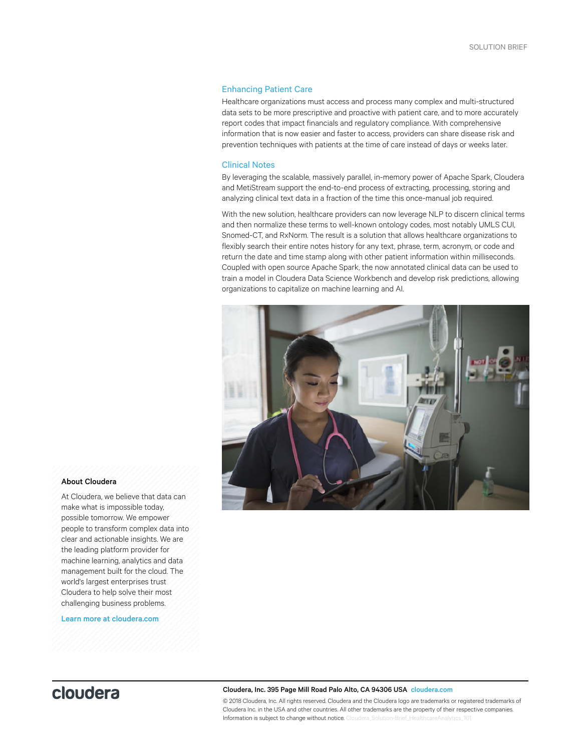## Enhancing Patient Care

Healthcare organizations must access and process many complex and multi-structured data sets to be more prescriptive and proactive with patient care, and to more accurately report codes that impact financials and regulatory compliance. With comprehensive information that is now easier and faster to access, providers can share disease risk and prevention techniques with patients at the time of care instead of days or weeks later.

## Clinical Notes

By leveraging the scalable, massively parallel, in-memory power of Apache Spark, Cloudera and MetiStream support the end-to-end process of extracting, processing, storing and analyzing clinical text data in a fraction of the time this once-manual job required.

With the new solution, healthcare providers can now leverage NLP to discern clinical terms and then normalize these terms to well-known ontology codes, most notably UMLS CUI, Snomed-CT, and RxNorm. The result is a solution that allows healthcare organizations to flexibly search their entire notes history for any text, phrase, term, acronym, or code and return the date and time stamp along with other patient information within milliseconds. Coupled with open source Apache Spark, the now annotated clinical data can be used to train a model in Cloudera Data Science Workbench and develop risk predictions, allowing organizations to capitalize on machine learning and AI.

### About Cloudera

At Cloudera, we believe that data can make what is impossible today, possible tomorrow. We empower people to transform complex data into clear and actionable insights. We are the leading platform provider for machine learning, analytics and data management built for the cloud. The world's largest enterprises trust Cloudera to help solve their most challenging business problems.

Learn more at cloudera.com

cloudera

**Cloudera, Inc. 395 Page Mill Road Palo Alto, CA 94306 USA** cloudera.com

© 2018 Cloudera, Inc. All rights reserved. Cloudera and the Cloudera logo are trademarks or registered trademarks of Cloudera Inc. in the USA and other countries. All other trademarks are the property of their respective companies. Information is subject to change without notice. Cloudera_Solution-Brief_HealthcareAnalytics_101